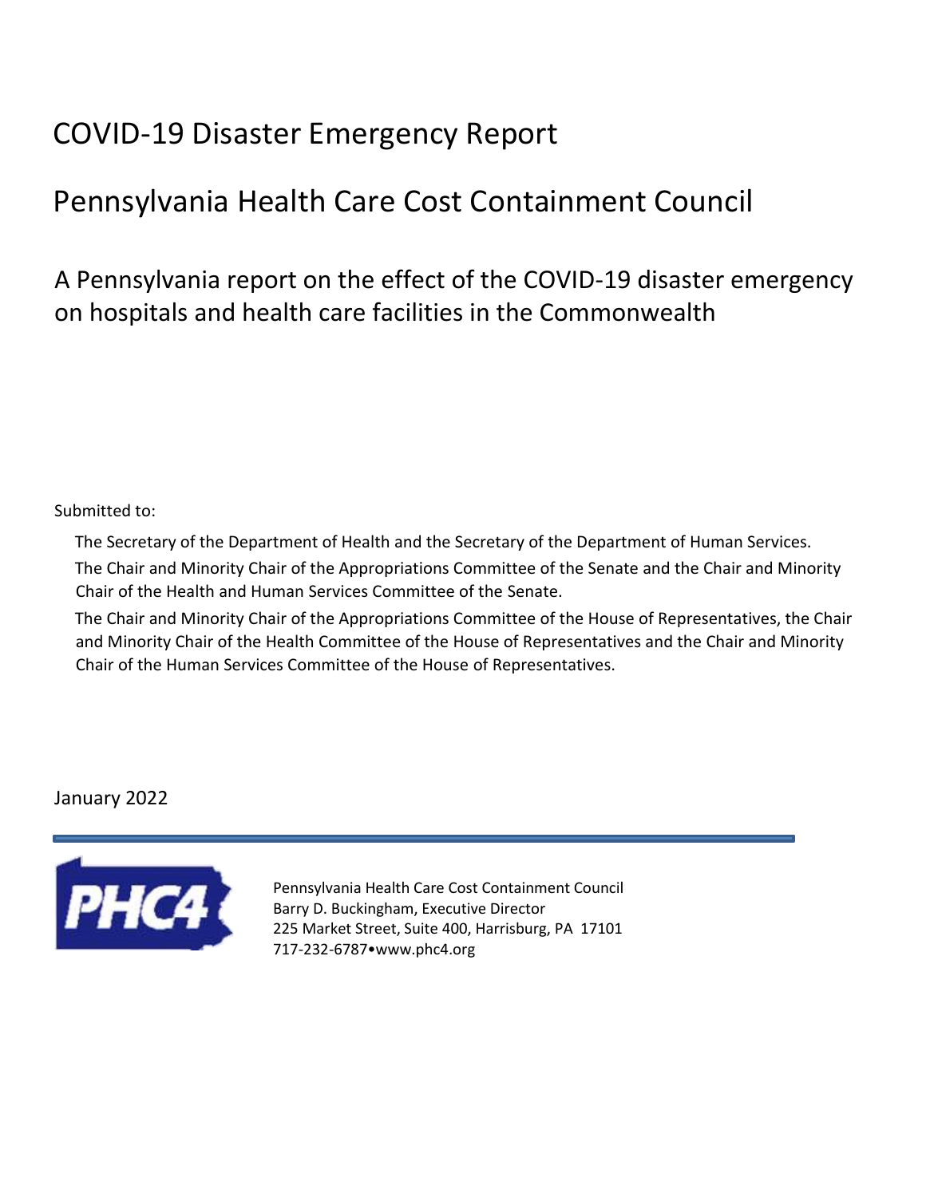# COVID-19 Disaster Emergency Report

# Pennsylvania Health Care Cost Containment Council

## A Pennsylvania report on the effect of the COVID-19 disaster emergency on hospitals and health care facilities in the Commonwealth

Submitted to:

The Secretary of the Department of Health and the Secretary of the Department of Human Services.

The Chair and Minority Chair of the Appropriations Committee of the Senate and the Chair and Minority Chair of the Health and Human Services Committee of the Senate.

The Chair and Minority Chair of the Appropriations Committee of the House of Representatives, the Chair and Minority Chair of the Health Committee of the House of Representatives and the Chair and Minority Chair of the Human Services Committee of the House of Representatives.

January 2022

PHC4

Pennsylvania Health Care Cost Containment Council
Barry D. Buckingham, Executive Director
225 Market Street, Suite 400, Harrisburg, PA 17101
717-232-6787•www.phc4.org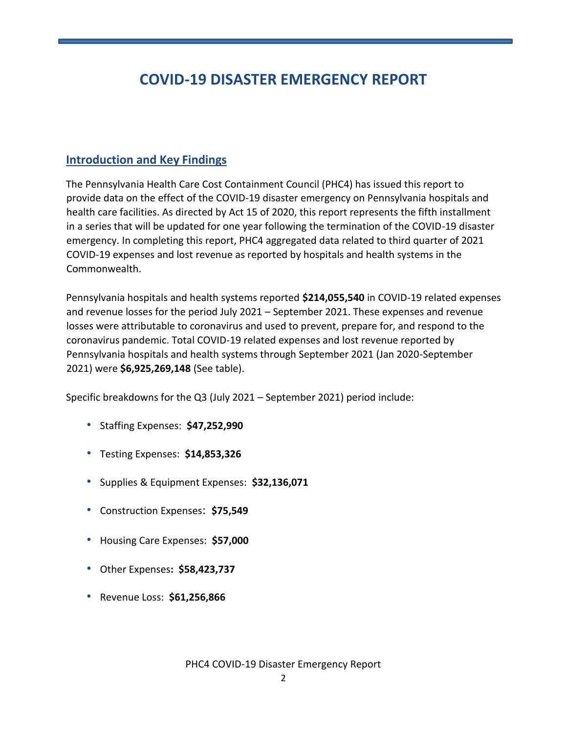# COVID-19 DISASTER EMERGENCY REPORT

## Introduction and Key Findings

The Pennsylvania Health Care Cost Containment Council (PHC4) has issued this report to provide data on the effect of the COVID-19 disaster emergency on Pennsylvania hospitals and health care facilities. As directed by Act 15 of 2020, this report represents the fifth installment in a series that will be updated for one year following the termination of the COVID-19 disaster emergency. In completing this report, PHC4 aggregated data related to third quarter of 2021 COVID-19 expenses and lost revenue as reported by hospitals and health systems in the Commonwealth.

Pennsylvania hospitals and health systems reported **$214,055,540** in COVID-19 related expenses and revenue losses for the period July 2021 – September 2021. These expenses and revenue losses were attributable to coronavirus and used to prevent, prepare for, and respond to the coronavirus pandemic. Total COVID-19 related expenses and lost revenue reported by Pennsylvania hospitals and health systems through September 2021 (Jan 2020-September 2021) were **$6,925,269,148** (See table).

Specific breakdowns for the Q3 (July 2021 – September 2021) period include:

- Staffing Expenses: **$47,252,990**
- Testing Expenses: **$14,853,326**
- Supplies & Equipment Expenses: **$32,136,071**
- Construction Expenses: **$75,549**
- Housing Care Expenses: **$57,000**
- Other Expenses: **$58,423,737**
- Revenue Loss: **$61,256,866**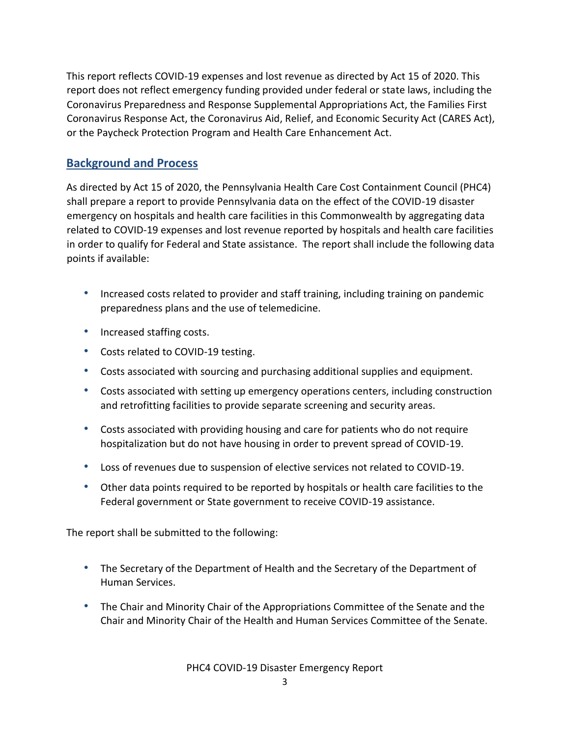This report reflects COVID-19 expenses and lost revenue as directed by Act 15 of 2020. This report does not reflect emergency funding provided under federal or state laws, including the Coronavirus Preparedness and Response Supplemental Appropriations Act, the Families First Coronavirus Response Act, the Coronavirus Aid, Relief, and Economic Security Act (CARES Act), or the Paycheck Protection Program and Health Care Enhancement Act.

## Background and Process

As directed by Act 15 of 2020, the Pennsylvania Health Care Cost Containment Council (PHC4) shall prepare a report to provide Pennsylvania data on the effect of the COVID-19 disaster emergency on hospitals and health care facilities in this Commonwealth by aggregating data related to COVID-19 expenses and lost revenue reported by hospitals and health care facilities in order to qualify for Federal and State assistance. The report shall include the following data points if available:

- Increased costs related to provider and staff training, including training on pandemic preparedness plans and the use of telemedicine.
- Increased staffing costs.
- Costs related to COVID-19 testing.
- Costs associated with sourcing and purchasing additional supplies and equipment.
- Costs associated with setting up emergency operations centers, including construction and retrofitting facilities to provide separate screening and security areas.
- Costs associated with providing housing and care for patients who do not require hospitalization but do not have housing in order to prevent spread of COVID-19.
- Loss of revenues due to suspension of elective services not related to COVID-19.
- Other data points required to be reported by hospitals or health care facilities to the Federal government or State government to receive COVID-19 assistance.

The report shall be submitted to the following:

- The Secretary of the Department of Health and the Secretary of the Department of Human Services.
- The Chair and Minority Chair of the Appropriations Committee of the Senate and the Chair and Minority Chair of the Health and Human Services Committee of the Senate.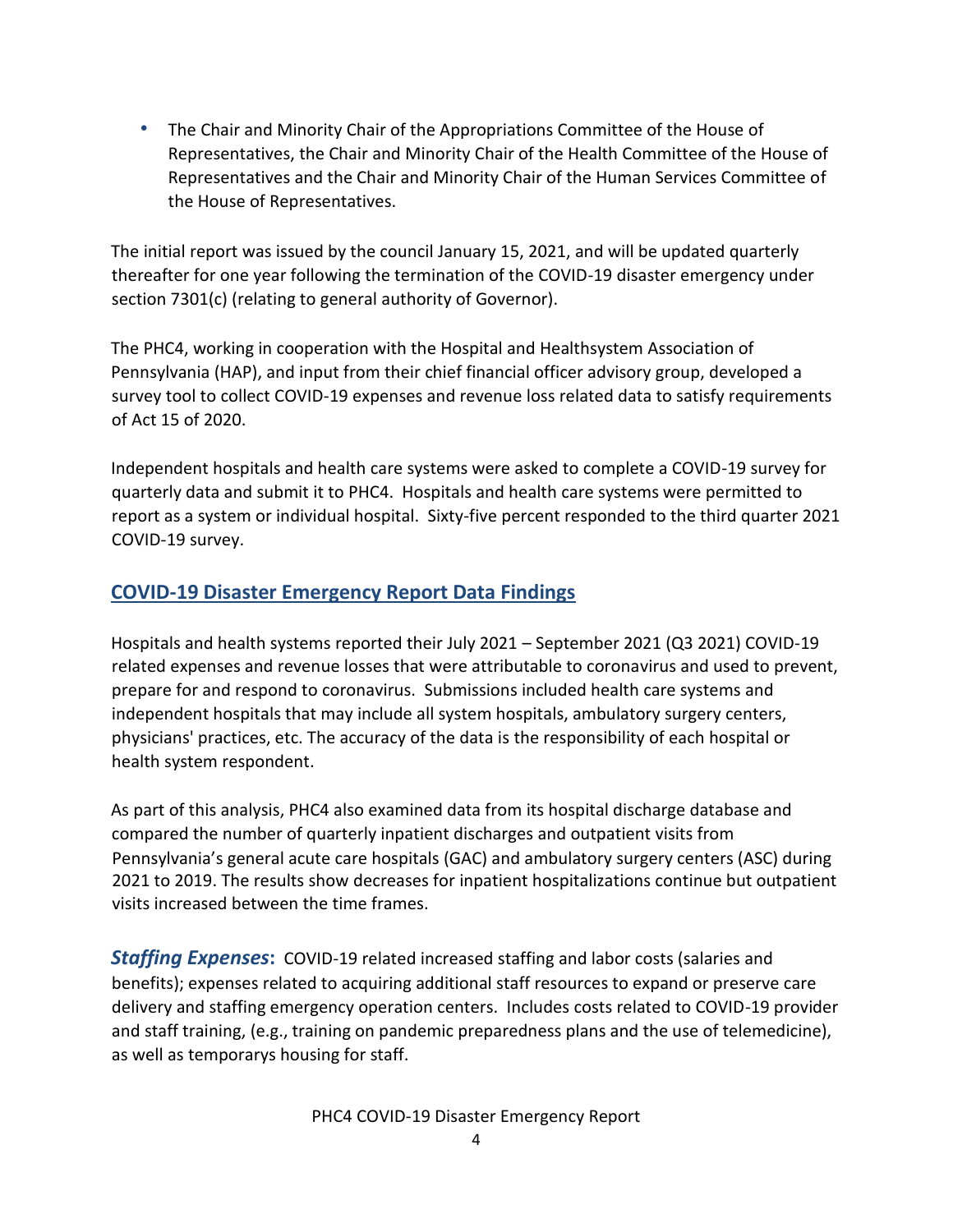- The Chair and Minority Chair of the Appropriations Committee of the House of Representatives, the Chair and Minority Chair of the Health Committee of the House of Representatives and the Chair and Minority Chair of the Human Services Committee of the House of Representatives.

The initial report was issued by the council January 15, 2021, and will be updated quarterly thereafter for one year following the termination of the COVID-19 disaster emergency under section 7301(c) (relating to general authority of Governor).

The PHC4, working in cooperation with the Hospital and Healthsystem Association of Pennsylvania (HAP), and input from their chief financial officer advisory group, developed a survey tool to collect COVID-19 expenses and revenue loss related data to satisfy requirements of Act 15 of 2020.

Independent hospitals and health care systems were asked to complete a COVID-19 survey for quarterly data and submit it to PHC4. Hospitals and health care systems were permitted to report as a system or individual hospital. Sixty-five percent responded to the third quarter 2021 COVID-19 survey.

## COVID-19 Disaster Emergency Report Data Findings

Hospitals and health systems reported their July 2021 – September 2021 (Q3 2021) COVID-19 related expenses and revenue losses that were attributable to coronavirus and used to prevent, prepare for and respond to coronavirus. Submissions included health care systems and independent hospitals that may include all system hospitals, ambulatory surgery centers, physicians' practices, etc. The accuracy of the data is the responsibility of each hospital or health system respondent.

As part of this analysis, PHC4 also examined data from its hospital discharge database and compared the number of quarterly inpatient discharges and outpatient visits from Pennsylvania's general acute care hospitals (GAC) and ambulatory surgery centers (ASC) during 2021 to 2019. The results show decreases for inpatient hospitalizations continue but outpatient visits increased between the time frames.

***Staffing Expenses*:** COVID-19 related increased staffing and labor costs (salaries and benefits); expenses related to acquiring additional staff resources to expand or preserve care delivery and staffing emergency operation centers. Includes costs related to COVID-19 provider and staff training, (e.g., training on pandemic preparedness plans and the use of telemedicine), as well as temporarys housing for staff.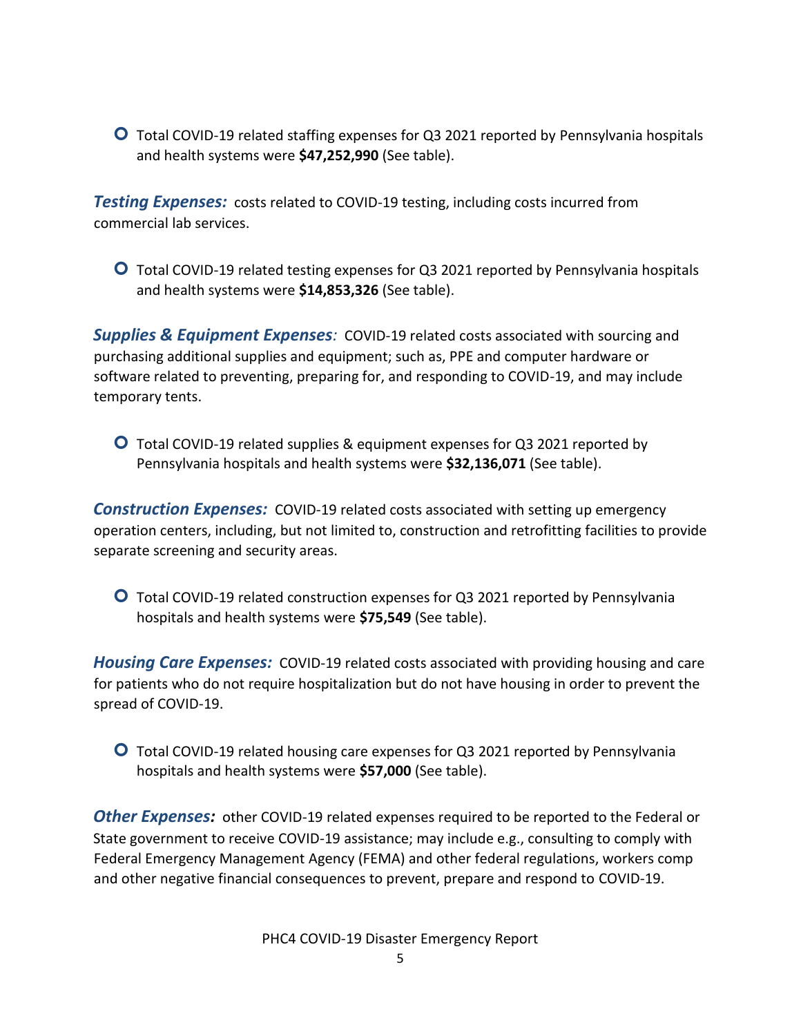- Total COVID-19 related staffing expenses for Q3 2021 reported by Pennsylvania hospitals and health systems were **$47,252,990** (See table).

***Testing Expenses:*** costs related to COVID-19 testing, including costs incurred from commercial lab services.

- Total COVID-19 related testing expenses for Q3 2021 reported by Pennsylvania hospitals and health systems were **$14,853,326** (See table).

***Supplies & Equipment Expenses:*** COVID-19 related costs associated with sourcing and purchasing additional supplies and equipment; such as, PPE and computer hardware or software related to preventing, preparing for, and responding to COVID-19, and may include temporary tents.

- Total COVID-19 related supplies & equipment expenses for Q3 2021 reported by Pennsylvania hospitals and health systems were **$32,136,071** (See table).

***Construction Expenses:*** COVID-19 related costs associated with setting up emergency operation centers, including, but not limited to, construction and retrofitting facilities to provide separate screening and security areas.

- Total COVID-19 related construction expenses for Q3 2021 reported by Pennsylvania hospitals and health systems were **$75,549** (See table).

***Housing Care Expenses:*** COVID-19 related costs associated with providing housing and care for patients who do not require hospitalization but do not have housing in order to prevent the spread of COVID-19.

- Total COVID-19 related housing care expenses for Q3 2021 reported by Pennsylvania hospitals and health systems were **$57,000** (See table).

***Other Expenses:*** other COVID-19 related expenses required to be reported to the Federal or State government to receive COVID-19 assistance; may include e.g., consulting to comply with Federal Emergency Management Agency (FEMA) and other federal regulations, workers comp and other negative financial consequences to prevent, prepare and respond to COVID-19.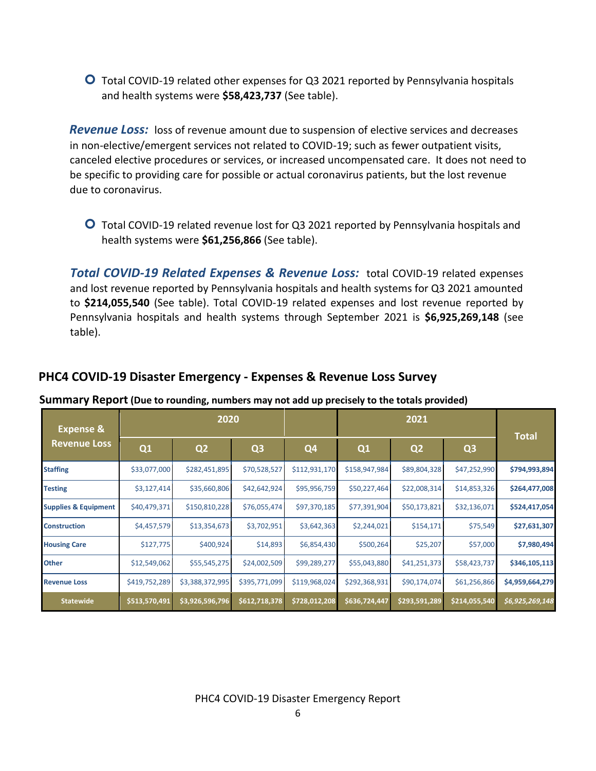- Total COVID-19 related other expenses for Q3 2021 reported by Pennsylvania hospitals and health systems were **$58,423,737** (See table).

***Revenue Loss:*** loss of revenue amount due to suspension of elective services and decreases in non-elective/emergent services not related to COVID-19; such as fewer outpatient visits, canceled elective procedures or services, or increased uncompensated care. It does not need to be specific to providing care for possible or actual coronavirus patients, but the lost revenue due to coronavirus.

- Total COVID-19 related revenue lost for Q3 2021 reported by Pennsylvania hospitals and health systems were **$61,256,866** (See table).

***Total COVID-19 Related Expenses & Revenue Loss:*** total COVID-19 related expenses and lost revenue reported by Pennsylvania hospitals and health systems for Q3 2021 amounted to **$214,055,540** (See table). Total COVID-19 related expenses and lost revenue reported by Pennsylvania hospitals and health systems through September 2021 is **$6,925,269,148** (see table).

## PHC4 COVID-19 Disaster Emergency - Expenses & Revenue Loss Survey

**Summary Report (Due to rounding, numbers may not add up precisely to the totals provided)**

| Expense & Revenue Loss | 2020 | | | | 2021 | | | Total |
|---|---|---|---|---|---|---|---|---|
| | Q1 | Q2 | Q3 | Q4 | Q1 | Q2 | Q3 | |
| Staffing | $33,077,000 | $282,451,895 | $70,528,527 | $112,931,170 | $158,947,984 | $89,804,328 | $47,252,990 | **$794,993,894** |
| Testing | $3,127,414 | $35,660,806 | $42,642,924 | $95,956,759 | $50,227,464 | $22,008,314 | $14,853,326 | **$264,477,008** |
| Supplies & Equipment | $40,479,371 | $150,810,228 | $76,055,474 | $97,370,185 | $77,391,904 | $50,173,821 | $32,136,071 | **$524,417,054** |
| Construction | $4,457,579 | $13,354,673 | $3,702,951 | $3,642,363 | $2,244,021 | $154,171 | $75,549 | **$27,631,307** |
| Housing Care | $127,775 | $400,924 | $14,893 | $6,854,430 | $500,264 | $25,207 | $57,000 | **$7,980,494** |
| Other | $12,549,062 | $55,545,275 | $24,002,509 | $99,289,277 | $55,043,880 | $41,251,373 | $58,423,737 | **$346,105,113** |
| Revenue Loss | $419,752,289 | $3,388,372,995 | $395,771,099 | $119,968,024 | $292,368,931 | $90,174,074 | $61,256,866 | **$4,959,664,279** |
| **Statewide** | **$513,570,491** | **$3,926,596,796** | **$612,718,378** | **$728,012,208** | **$636,724,447** | **$293,591,289** | **$214,055,540** | ***$6,925,269,148*** |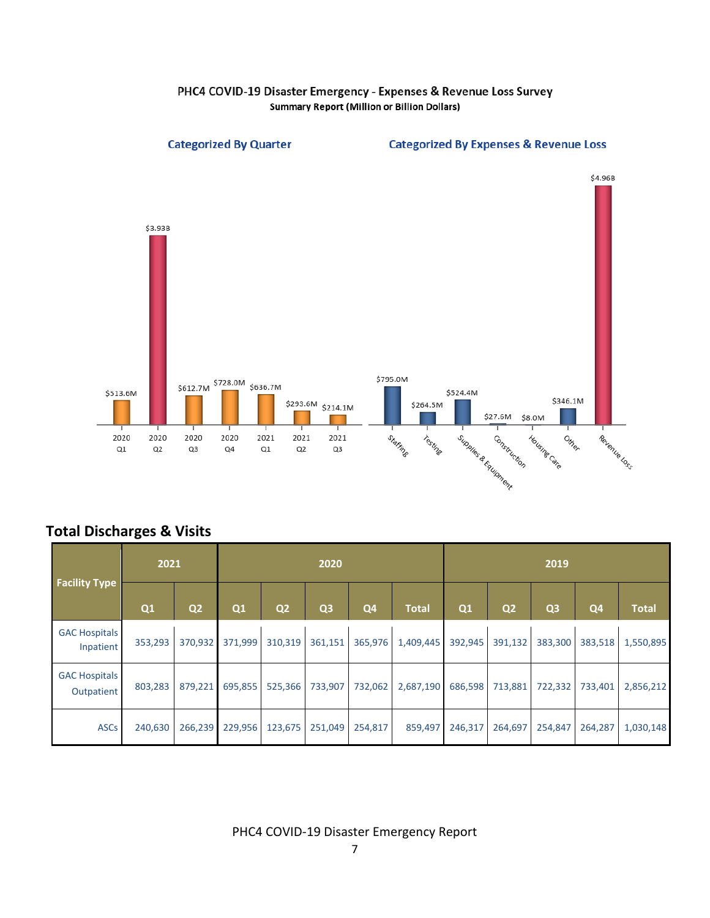PHC4 COVID-19 Disaster Emergency - Expenses & Revenue Loss Survey

**Summary Report (Million or Billion Dollars)**

**Categorized By Quarter**

| Quarter | Amount |
|---|---|
| 2020 Q1 | $513.6M |
| 2020 Q2 | $3.93B |
| 2020 Q3 | $612.7M |
| 2020 Q4 | $728.0M |
| 2021 Q1 | $636.7M |
| 2021 Q2 | $293.6M |
| 2021 Q3 | $214.1M |

**Categorized By Expenses & Revenue Loss**

| Category | Amount |
|---|---|
| Staffing | $795.0M |
| Testing | $264.5M |
| Supplies & Equipment | $524.4M |
| Construction | $27.6M |
| Housing Care | $8.0M |
| Other | $346.1M |
| Revenue Loss | $4.96B |

## Total Discharges & Visits

| Facility Type | 2021 | | 2020 | | | | | 2019 | | | | |
|---|---|---|---|---|---|---|---|---|---|---|---|---|
| | Q1 | Q2 | Q1 | Q2 | Q3 | Q4 | Total | Q1 | Q2 | Q3 | Q4 | Total |
| GAC Hospitals Inpatient | 353,293 | 370,932 | 371,999 | 310,319 | 361,151 | 365,976 | 1,409,445 | 392,945 | 391,132 | 383,300 | 383,518 | 1,550,895 |
| GAC Hospitals Outpatient | 803,283 | 879,221 | 695,855 | 525,366 | 733,907 | 732,062 | 2,687,190 | 686,598 | 713,881 | 722,332 | 733,401 | 2,856,212 |
| ASCs | 240,630 | 266,239 | 229,956 | 123,675 | 251,049 | 254,817 | 859,497 | 246,317 | 264,697 | 254,847 | 264,287 | 1,030,148 |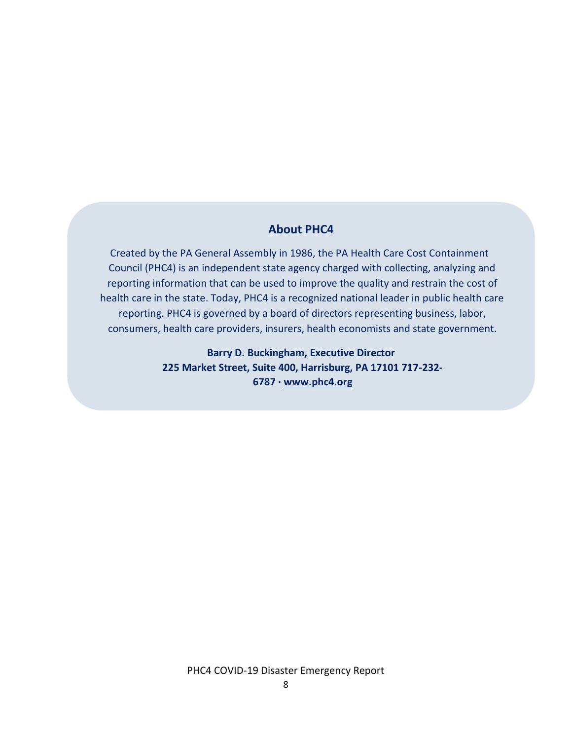## About PHC4

Created by the PA General Assembly in 1986, the PA Health Care Cost Containment Council (PHC4) is an independent state agency charged with collecting, analyzing and reporting information that can be used to improve the quality and restrain the cost of health care in the state. Today, PHC4 is a recognized national leader in public health care reporting. PHC4 is governed by a board of directors representing business, labor, consumers, health care providers, insurers, health economists and state government.

**Barry D. Buckingham, Executive Director**
**225 Market Street, Suite 400, Harrisburg, PA 17101 717-232-6787 · www.phc4.org**